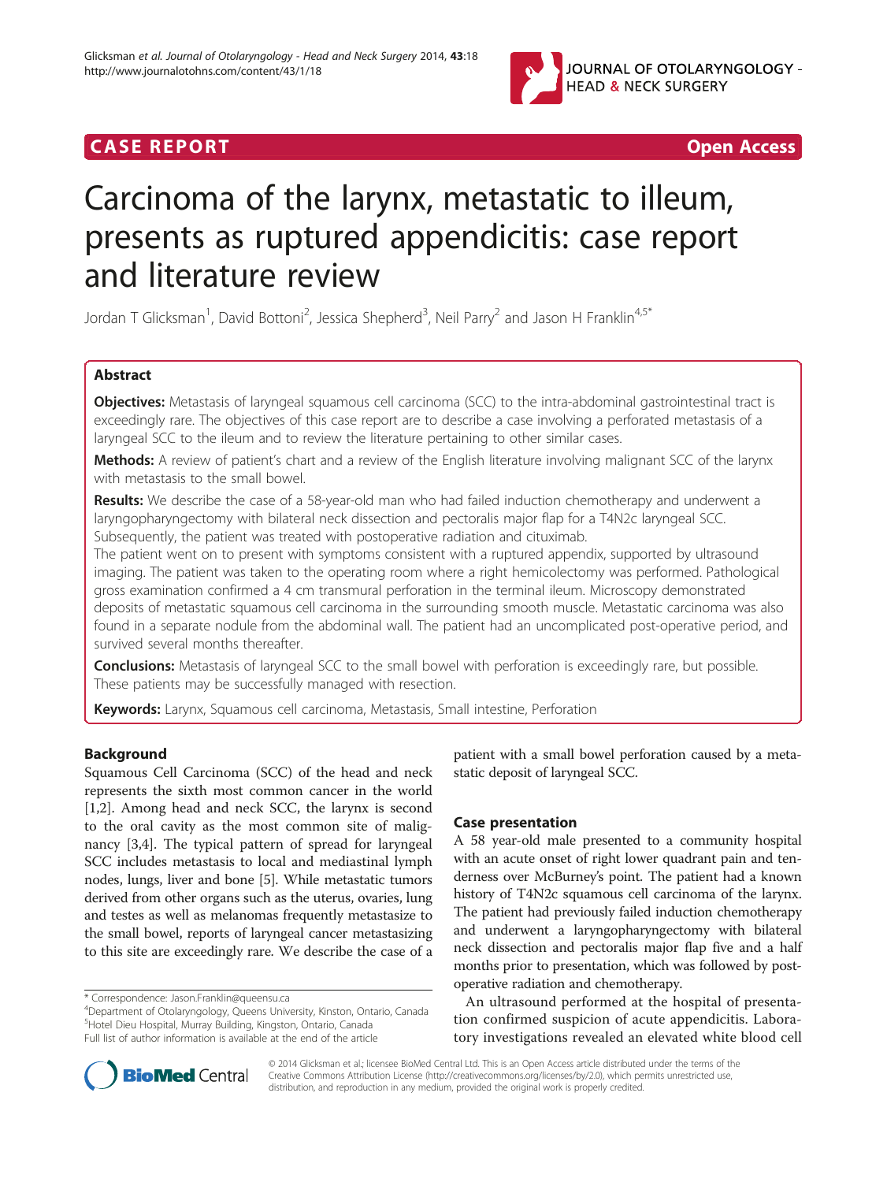CASE REPORT Open Access

# Carcinoma of the larynx, metastatic to illeum, presents as ruptured appendicitis: case report and literature review

Jordan T Glicksman[1], David Bottoni[2], Jessica Shepherd[3], Neil Parry[2] and Jason H Franklin[4,5*]

## Abstract

**Objectives:** Metastasis of laryngeal squamous cell carcinoma (SCC) to the intra-abdominal gastrointestinal tract is exceedingly rare. The objectives of this case report are to describe a case involving a perforated metastasis of a laryngeal SCC to the ileum and to review the literature pertaining to other similar cases.

**Methods:** A review of patient's chart and a review of the English literature involving malignant SCC of the larynx with metastasis to the small bowel.

**Results:** We describe the case of a 58-year-old man who had failed induction chemotherapy and underwent a laryngopharyngectomy with bilateral neck dissection and pectoralis major flap for a T4N2c laryngeal SCC. Subsequently, the patient was treated with postoperative radiation and cituximab.

The patient went on to present with symptoms consistent with a ruptured appendix, supported by ultrasound imaging. The patient was taken to the operating room where a right hemicolectomy was performed. Pathological gross examination confirmed a 4 cm transmural perforation in the terminal ileum. Microscopy demonstrated deposits of metastatic squamous cell carcinoma in the surrounding smooth muscle. Metastatic carcinoma was also found in a separate nodule from the abdominal wall. The patient had an uncomplicated post-operative period, and survived several months thereafter.

**Conclusions:** Metastasis of laryngeal SCC to the small bowel with perforation is exceedingly rare, but possible. These patients may be successfully managed with resection.

**Keywords:** Larynx, Squamous cell carcinoma, Metastasis, Small intestine, Perforation

## Background

Squamous Cell Carcinoma (SCC) of the head and neck represents the sixth most common cancer in the world [1,2]. Among head and neck SCC, the larynx is second to the oral cavity as the most common site of malignancy [3,4]. The typical pattern of spread for laryngeal SCC includes metastasis to local and mediastinal lymph nodes, lungs, liver and bone [5]. While metastatic tumors derived from other organs such as the uterus, ovaries, lung and testes as well as melanomas frequently metastasize to the small bowel, reports of laryngeal cancer metastasizing to this site are exceedingly rare. We describe the case of a patient with a small bowel perforation caused by a metastatic deposit of laryngeal SCC.

## Case presentation

A 58 year-old male presented to a community hospital with an acute onset of right lower quadrant pain and tenderness over McBurney's point. The patient had a known history of T4N2c squamous cell carcinoma of the larynx. The patient had previously failed induction chemotherapy and underwent a laryngopharyngectomy with bilateral neck dissection and pectoralis major flap five and a half months prior to presentation, which was followed by postoperative radiation and chemotherapy.

An ultrasound performed at the hospital of presentation confirmed suspicion of acute appendicitis. Laboratory investigations revealed an elevated white blood cell

* Correspondence: Jason.Franklin@queensu.ca
[4]Department of Otolaryngology, Queens University, Kinston, Ontario, Canada
[5]Hotel Dieu Hospital, Murray Building, Kingston, Ontario, Canada
Full list of author information is available at the end of the article

© 2014 Glicksman et al.; licensee BioMed Central Ltd. This is an Open Access article distributed under the terms of the Creative Commons Attribution License (http://creativecommons.org/licenses/by/2.0), which permits unrestricted use, distribution, and reproduction in any medium, provided the original work is properly credited.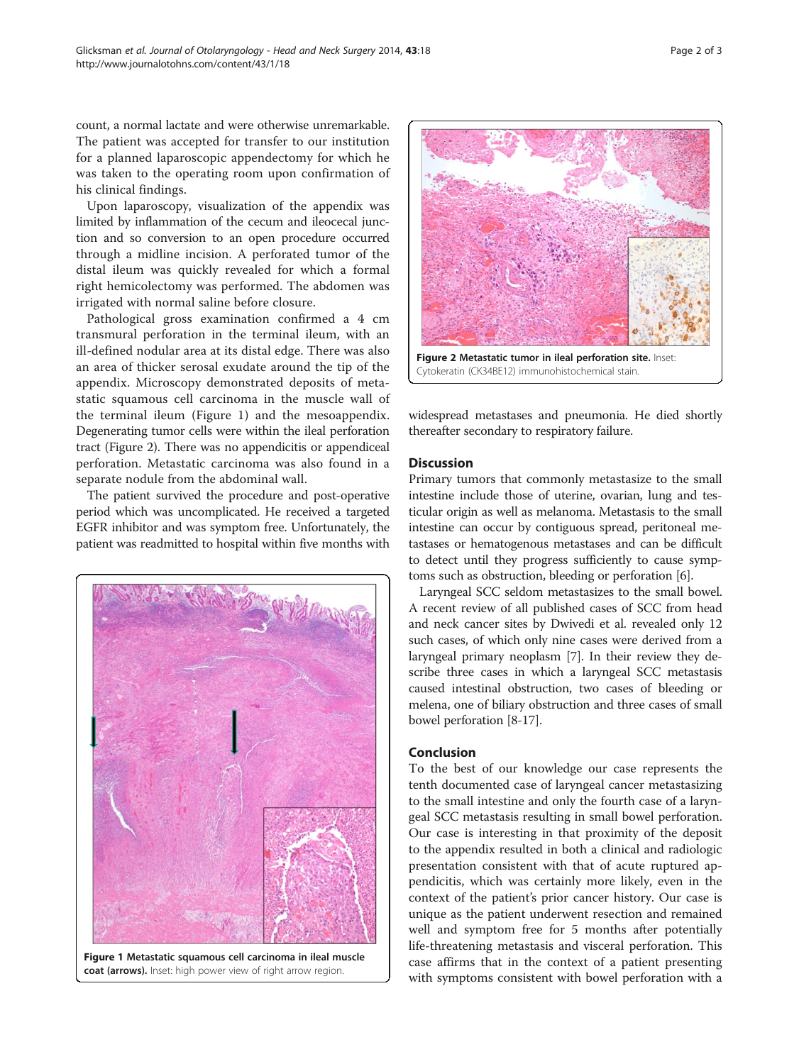count, a normal lactate and were otherwise unremarkable. The patient was accepted for transfer to our institution for a planned laparoscopic appendectomy for which he was taken to the operating room upon confirmation of his clinical findings.

Upon laparoscopy, visualization of the appendix was limited by inflammation of the cecum and ileocecal junction and so conversion to an open procedure occurred through a midline incision. A perforated tumor of the distal ileum was quickly revealed for which a formal right hemicolectomy was performed. The abdomen was irrigated with normal saline before closure.

Pathological gross examination confirmed a 4 cm transmural perforation in the terminal ileum, with an ill-defined nodular area at its distal edge. There was also an area of thicker serosal exudate around the tip of the appendix. Microscopy demonstrated deposits of metastatic squamous cell carcinoma in the muscle wall of the terminal ileum (Figure 1) and the mesoappendix. Degenerating tumor cells were within the ileal perforation tract (Figure 2). There was no appendicitis or appendiceal perforation. Metastatic carcinoma was also found in a separate nodule from the abdominal wall.

The patient survived the procedure and post-operative period which was uncomplicated. He received a targeted EGFR inhibitor and was symptom free. Unfortunately, the patient was readmitted to hospital within five months with widespread metastases and pneumonia. He died shortly thereafter secondary to respiratory failure.

**Figure 1 Metastatic squamous cell carcinoma in ileal muscle coat (arrows).** Inset: high power view of right arrow region.

**Figure 2 Metastatic tumor in ileal perforation site.** Inset: Cytokeratin (CK34BE12) immunohistochemical stain.

## Discussion

Primary tumors that commonly metastasize to the small intestine include those of uterine, ovarian, lung and testicular origin as well as melanoma. Metastasis to the small intestine can occur by contiguous spread, peritoneal metastases or hematogenous metastases and can be difficult to detect until they progress sufficiently to cause symptoms such as obstruction, bleeding or perforation [6].

Laryngeal SCC seldom metastasizes to the small bowel. A recent review of all published cases of SCC from head and neck cancer sites by Dwivedi et al. revealed only 12 such cases, of which only nine cases were derived from a laryngeal primary neoplasm [7]. In their review they describe three cases in which a laryngeal SCC metastasis caused intestinal obstruction, two cases of bleeding or melena, one of biliary obstruction and three cases of small bowel perforation [8-17].

## Conclusion

To the best of our knowledge our case represents the tenth documented case of laryngeal cancer metastasizing to the small intestine and only the fourth case of a laryngeal SCC metastasis resulting in small bowel perforation. Our case is interesting in that proximity of the deposit to the appendix resulted in both a clinical and radiologic presentation consistent with that of acute ruptured appendicitis, which was certainly more likely, even in the context of the patient's prior cancer history. Our case is unique as the patient underwent resection and remained well and symptom free for 5 months after potentially life-threatening metastasis and visceral perforation. This case affirms that in the context of a patient presenting with symptoms consistent with bowel perforation with a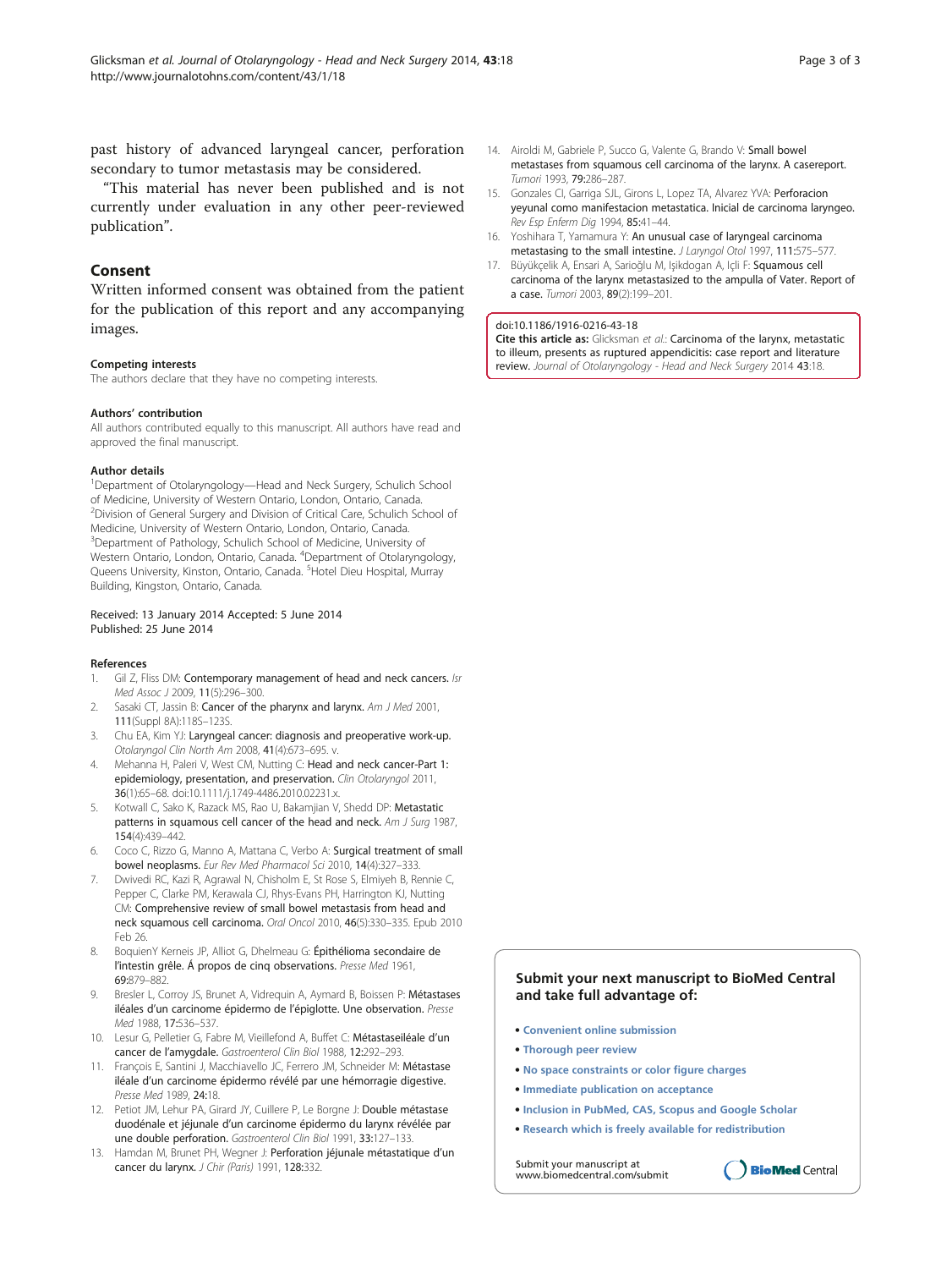past history of advanced laryngeal cancer, perforation secondary to tumor metastasis may be considered.

"This material has never been published and is not currently under evaluation in any other peer-reviewed publication".

## Consent

Written informed consent was obtained from the patient for the publication of this report and any accompanying images.

### Competing interests

The authors declare that they have no competing interests.

### Authors' contribution

All authors contributed equally to this manuscript. All authors have read and approved the final manuscript.

### Author details

[1]Department of Otolaryngology—Head and Neck Surgery, Schulich School of Medicine, University of Western Ontario, London, Ontario, Canada. [2]Division of General Surgery and Division of Critical Care, Schulich School of Medicine, University of Western Ontario, London, Ontario, Canada. [3]Department of Pathology, Schulich School of Medicine, University of Western Ontario, London, Ontario, Canada. [4]Department of Otolaryngology, Queens University, Kinston, Ontario, Canada. [5]Hotel Dieu Hospital, Murray Building, Kingston, Ontario, Canada.

Received: 13 January 2014 Accepted: 5 June 2014
Published: 25 June 2014

### References

1. Gil Z, Fliss DM: **Contemporary management of head and neck cancers.** *Isr Med Assoc J* 2009, **11**(5):296–300.
2. Sasaki CT, Jassin B: **Cancer of the pharynx and larynx.** *Am J Med* 2001, **111**(Suppl 8A):118S–123S.
3. Chu EA, Kim YJ: **Laryngeal cancer: diagnosis and preoperative work-up.** *Otolaryngol Clin North Am* 2008, **41**(4):673–695. v.
4. Mehanna H, Paleri V, West CM, Nutting C: **Head and neck cancer-Part 1: epidemiology, presentation, and preservation.** *Clin Otolaryngol* 2011, **36**(1):65–68. doi:10.1111/j.1749-4486.2010.02231.x.
5. Kotwall C, Sako K, Razack MS, Rao U, Bakamjian V, Shedd DP: **Metastatic patterns in squamous cell cancer of the head and neck.** *Am J Surg* 1987, **154**(4):439–442.
6. Coco C, Rizzo G, Manno A, Mattana C, Verbo A: **Surgical treatment of small bowel neoplasms.** *Eur Rev Med Pharmacol Sci* 2010, **14**(4):327–333.
7. Dwivedi RC, Kazi R, Agrawal N, Chisholm E, St Rose S, Elmiyeh B, Rennie C, Pepper C, Clarke PM, Kerawala CJ, Rhys-Evans PH, Harrington KJ, Nutting CM: **Comprehensive review of small bowel metastasis from head and neck squamous cell carcinoma.** *Oral Oncol* 2010, **46**(5):330–335. Epub 2010 Feb 26.
8. BoquienY Kerneis JP, Alliot G, Dhelmeau G: **Épithélioma secondaire de l'intestin grêle. Á propos de cinq observations.** *Presse Med* 1961, **69**:879–882.
9. Bresler L, Corroy JS, Brunet A, Vidrequin A, Aymard B, Boissen P: **Métastases iléales d'un carcinome épidermo de l'épiglotte. Une observation.** *Presse Med* 1988, **17**:536–537.
10. Lesur G, Pelletier G, Fabre M, Vieillefond A, Buffet C: **Métastaseiléale d'un cancer de l'amygdale.** *Gastroenterol Clin Biol* 1988, **12**:292–293.
11. François E, Santini J, Macchiavello JC, Ferrero JM, Schneider M: **Métastase iléale d'un carcinome épidermo révélé par une hémorragie digestive.** *Presse Med* 1989, **24**:18.
12. Petiot JM, Lehur PA, Girard JY, Cuillere P, Le Borgne J: **Double métastase duodénale et jéjunale d'un carcinome épidermo du larynx révélée par une double perforation.** *Gastroenterol Clin Biol* 1991, **33**:127–133.
13. Hamdan M, Brunet PH, Wegner J: **Perforation jéjunale métastatique d'un cancer du larynx.** *J Chir (Paris)* 1991, **128**:332.
14. Airoldi M, Gabriele P, Succo G, Valente G, Brando V: **Small bowel metastases from squamous cell carcinoma of the larynx. A casereport.** *Tumori* 1993, **79**:286–287.
15. Gonzales CI, Garriga SJL, Girons L, Lopez TA, Alvarez YVA: **Perforacion yeyunal como manifestacion metastatica. Inicial de carcinoma laryngeo.** *Rev Esp Enferm Dig* 1994, **85**:41–44.
16. Yoshihara T, Yamamura Y: **An unusual case of laryngeal carcinoma metastasing to the small intestine.** *J Laryngol Otol* 1997, **111**:575–577.
17. Büyükçelik A, Ensari A, Sarioğlu M, Işikdogan A, Içli F: **Squamous cell carcinoma of the larynx metastasized to the ampulla of Vater. Report of a case.** *Tumori* 2003, **89**(2):199–201.

doi:10.1186/1916-0216-43-18
**Cite this article as:** Glicksman *et al.*: Carcinoma of the larynx, metastatic to ileum, presents as ruptured appendicitis: case report and literature review. *Journal of Otolaryngology - Head and Neck Surgery* 2014 **43**:18.

**Submit your next manuscript to BioMed Central and take full advantage of:**

- **Convenient online submission**
- **Thorough peer review**
- **No space constraints or color figure charges**
- **Immediate publication on acceptance**
- **Inclusion in PubMed, CAS, Scopus and Google Scholar**
- **Research which is freely available for redistribution**

Submit your manuscript at
www.biomedcentral.com/submit